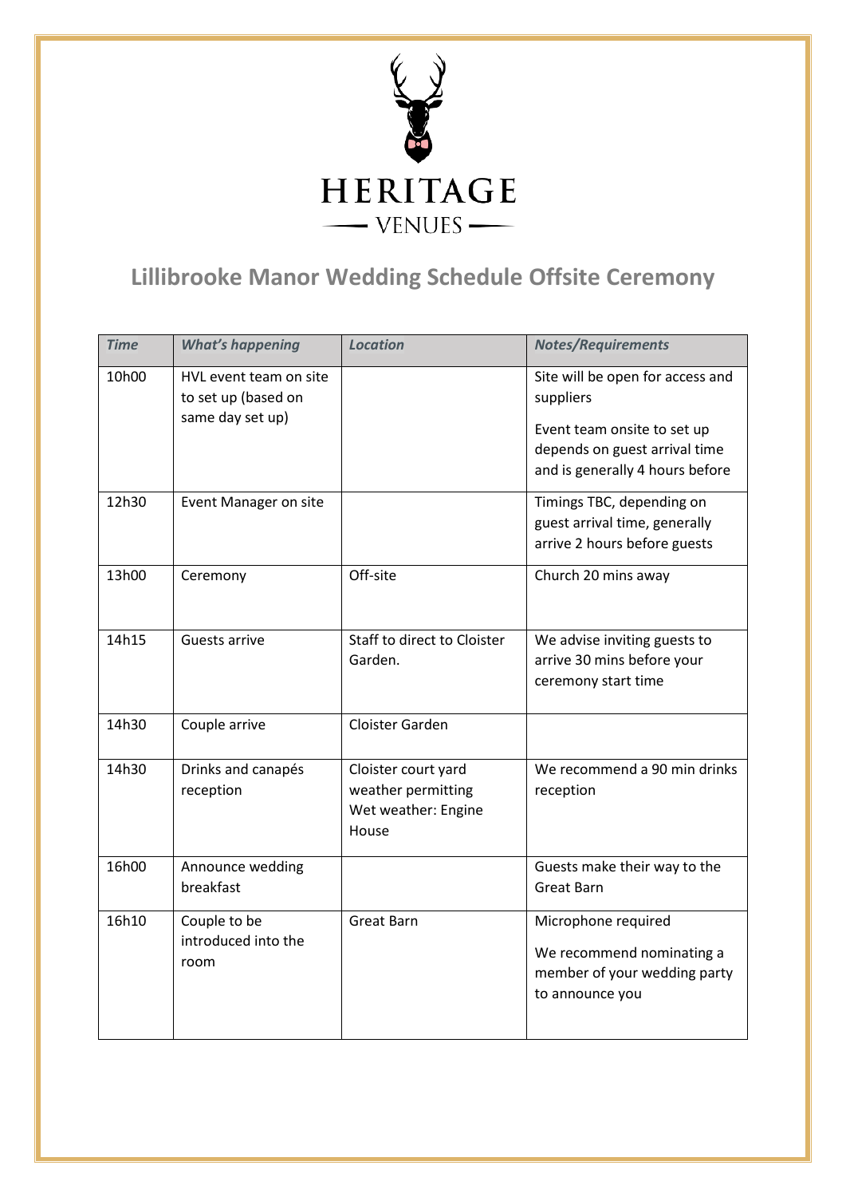HERITAGE

— VENUES —

# Lillibrooke Manor Wedding Schedule Offsite Ceremony

| *Time* | *What's happening* | *Location* | *Notes/Requirements* |
|---|---|---|---|
| 10h00 | HVL event team on site to set up (based on same day set up) | | Site will be open for access and suppliers<br><br>Event team onsite to set up depends on guest arrival time and is generally 4 hours before |
| 12h30 | Event Manager on site | | Timings TBC, depending on guest arrival time, generally arrive 2 hours before guests |
| 13h00 | Ceremony | Off-site | Church 20 mins away |
| 14h15 | Guests arrive | Staff to direct to Cloister Garden. | We advise inviting guests to arrive 30 mins before your ceremony start time |
| 14h30 | Couple arrive | Cloister Garden | |
| 14h30 | Drinks and canapés reception | Cloister court yard weather permitting<br>Wet weather: Engine House | We recommend a 90 min drinks reception |
| 16h00 | Announce wedding breakfast | | Guests make their way to the Great Barn |
| 16h10 | Couple to be introduced into the room | Great Barn | Microphone required<br><br>We recommend nominating a member of your wedding party to announce you |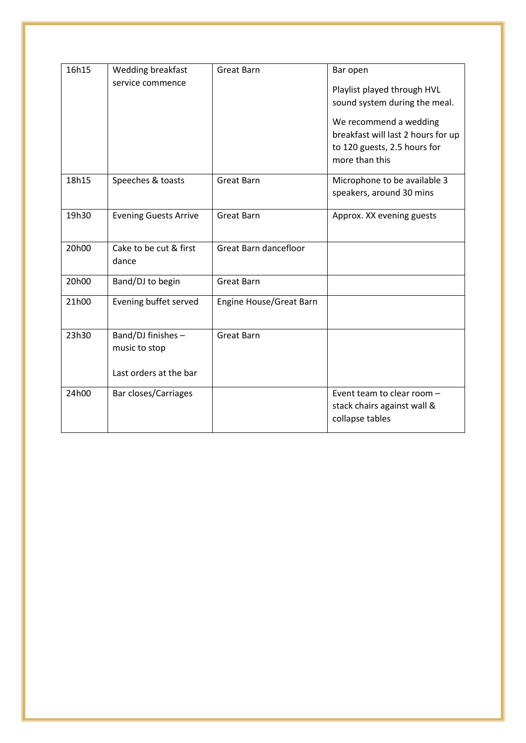| | | | |
|---|---|---|---|
| 16h15 | Wedding breakfast service commence | Great Barn | Bar open<br><br>Playlist played through HVL sound system during the meal.<br><br>We recommend a wedding breakfast will last 2 hours for up to 120 guests, 2.5 hours for more than this |
| 18h15 | Speeches & toasts | Great Barn | Microphone to be available 3 speakers, around 30 mins |
| 19h30 | Evening Guests Arrive | Great Barn | Approx. XX evening guests |
| 20h00 | Cake to be cut & first dance | Great Barn dancefloor | |
| 20h00 | Band/DJ to begin | Great Barn | |
| 21h00 | Evening buffet served | Engine House/Great Barn | |
| 23h30 | Band/DJ finishes – music to stop<br><br>Last orders at the bar | Great Barn | |
| 24h00 | Bar closes/Carriages | | Event team to clear room – stack chairs against wall & collapse tables |